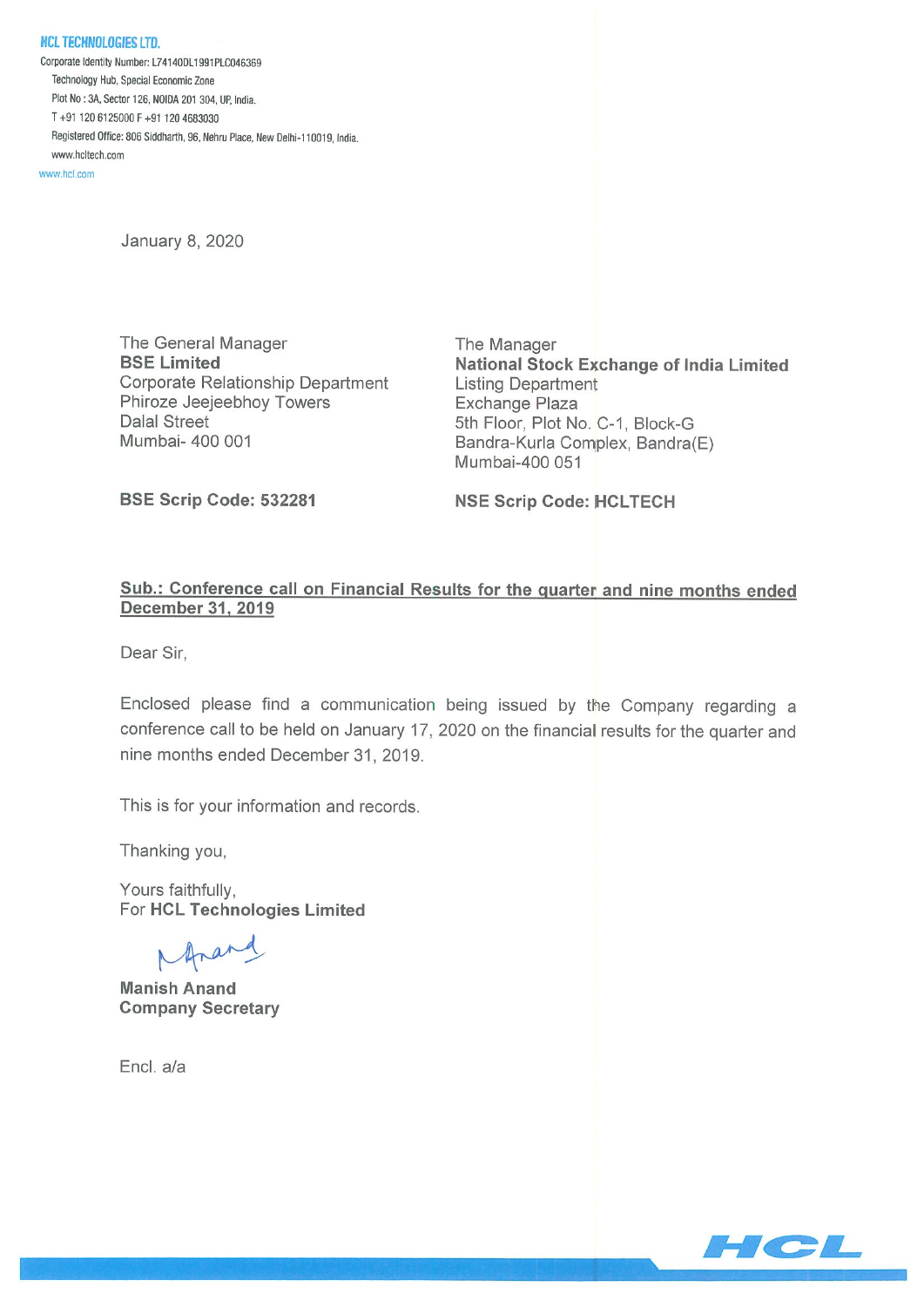**HCL TECHNOLOGIES LTD.**

Corporate Identity Number: L74140DL1991PLC046369

Technology Hub, Special Economic Zone

Plot No : 3A, Sector 126, NOIDA 201 304, UP, India.

T +91 120 6125000 F +91 120 4683030

Registered Office: 806 Siddharth, 96, Nehru Place, New Delhi-110019, India.

www.hcltech.com

www.hcl.com

January 8, 2020

The General Manager
**BSE Limited**
Corporate Relationship Department
Phiroze Jeejeebhoy Towers
Dalal Street
Mumbai- 400 001

**BSE Scrip Code: 532281**

The Manager
**National Stock Exchange of India Limited**
Listing Department
Exchange Plaza
5th Floor, Plot No. C-1, Block-G
Bandra-Kurla Complex, Bandra(E)
Mumbai-400 051

**NSE Scrip Code: HCLTECH**

**Sub.: Conference call on Financial Results for the quarter and nine months ended December 31, 2019**

Dear Sir,

Enclosed please find a communication being issued by the Company regarding a conference call to be held on January 17, 2020 on the financial results for the quarter and nine months ended December 31, 2019.

This is for your information and records.

Thanking you,

Yours faithfully,
For **HCL Technologies Limited**

**Manish Anand**
**Company Secretary**

Encl. a/a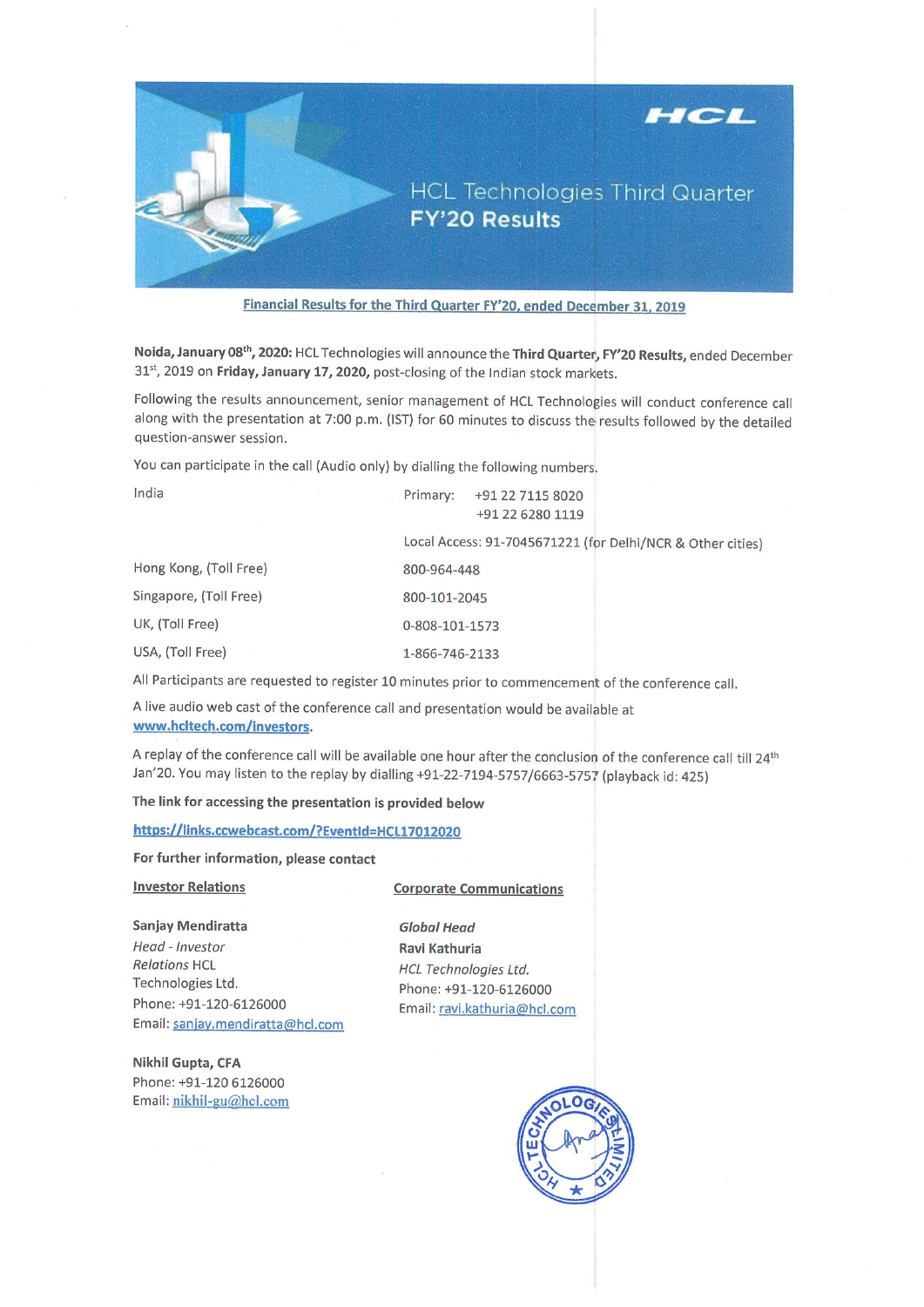# HCL

## HCL Technologies Third Quarter FY'20 Results

**Financial Results for the Third Quarter FY'20, ended December 31, 2019**

**Noida, January 08th, 2020:** HCL Technologies will announce the **Third Quarter, FY'20 Results,** ended December 31st, 2019 on **Friday, January 17, 2020,** post-closing of the Indian stock markets.

Following the results announcement, senior management of HCL Technologies will conduct conference call along with the presentation at 7:00 p.m. (IST) for 60 minutes to discuss the results followed by the detailed question-answer session.

You can participate in the call (Audio only) by dialling the following numbers.

| | |
|---|---|
| India | Primary: +91 22 7115 8020<br>+91 22 6280 1119 |
| | Local Access: 91-7045671221 (for Delhi/NCR & Other cities) |
| Hong Kong, (Toll Free) | 800-964-448 |
| Singapore, (Toll Free) | 800-101-2045 |
| UK, (Toll Free) | 0-808-101-1573 |
| USA, (Toll Free) | 1-866-746-2133 |

All Participants are requested to register 10 minutes prior to commencement of the conference call.

A live audio web cast of the conference call and presentation would be available at **www.hcltech.com/investors**.

A replay of the conference call will be available one hour after the conclusion of the conference call till 24th Jan'20. You may listen to the replay by dialling +91-22-7194-5757/6663-5757 (playback id: 425)

**The link for accessing the presentation is provided below**

**https://links.ccwebcast.com/?EventId=HCL17012020**

**For further information, please contact**

**Investor Relations**

**Sanjay Mendiratta**
*Head - Investor Relations* HCL Technologies Ltd.
Phone: +91-120-6126000
Email: sanjay.mendiratta@hcl.com

**Nikhil Gupta, CFA**
Phone: +91-120 6126000
Email: nikhil-gu@hcl.com

**Corporate Communications**

***Global Head***
**Ravi Kathuria**
*HCL Technologies Ltd.*
Phone: +91-120-6126000
Email: ravi.kathuria@hcl.com